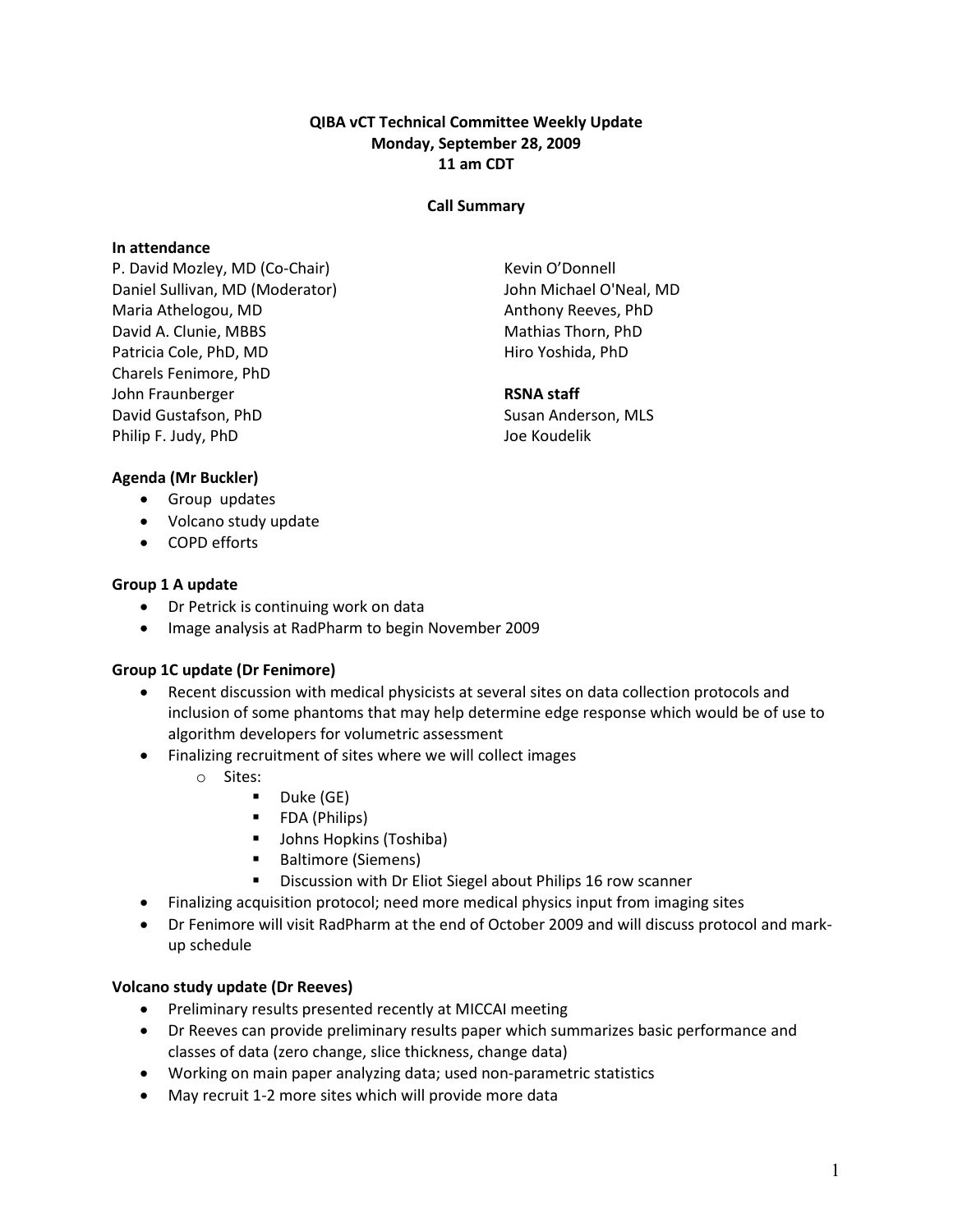**QIBA vCT Technical Committee Weekly Update**
**Monday, September 28, 2009**
**11 am CDT**

**Call Summary**

**In attendance**

P. David Mozley, MD (Co-Chair)
Daniel Sullivan, MD (Moderator)
Maria Athelogou, MD
David A. Clunie, MBBS
Patricia Cole, PhD, MD
Charels Fenimore, PhD
John Fraunberger
David Gustafson, PhD
Philip F. Judy, PhD
Kevin O'Donnell
John Michael O'Neal, MD
Anthony Reeves, PhD
Mathias Thorn, PhD
Hiro Yoshida, PhD

**RSNA staff**

Susan Anderson, MLS
Joe Koudelik

**Agenda (Mr Buckler)**

- Group updates
- Volcano study update
- COPD efforts

**Group 1 A update**

- Dr Petrick is continuing work on data
- Image analysis at RadPharm to begin November 2009

**Group 1C update (Dr Fenimore)**

- Recent discussion with medical physicists at several sites on data collection protocols and inclusion of some phantoms that may help determine edge response which would be of use to algorithm developers for volumetric assessment
- Finalizing recruitment of sites where we will collect images
  - Sites:
    - Duke (GE)
    - FDA (Philips)
    - Johns Hopkins (Toshiba)
    - Baltimore (Siemens)
    - Discussion with Dr Eliot Siegel about Philips 16 row scanner
- Finalizing acquisition protocol; need more medical physics input from imaging sites
- Dr Fenimore will visit RadPharm at the end of October 2009 and will discuss protocol and mark-up schedule

**Volcano study update (Dr Reeves)**

- Preliminary results presented recently at MICCAI meeting
- Dr Reeves can provide preliminary results paper which summarizes basic performance and classes of data (zero change, slice thickness, change data)
- Working on main paper analyzing data; used non-parametric statistics
- May recruit 1-2 more sites which will provide more data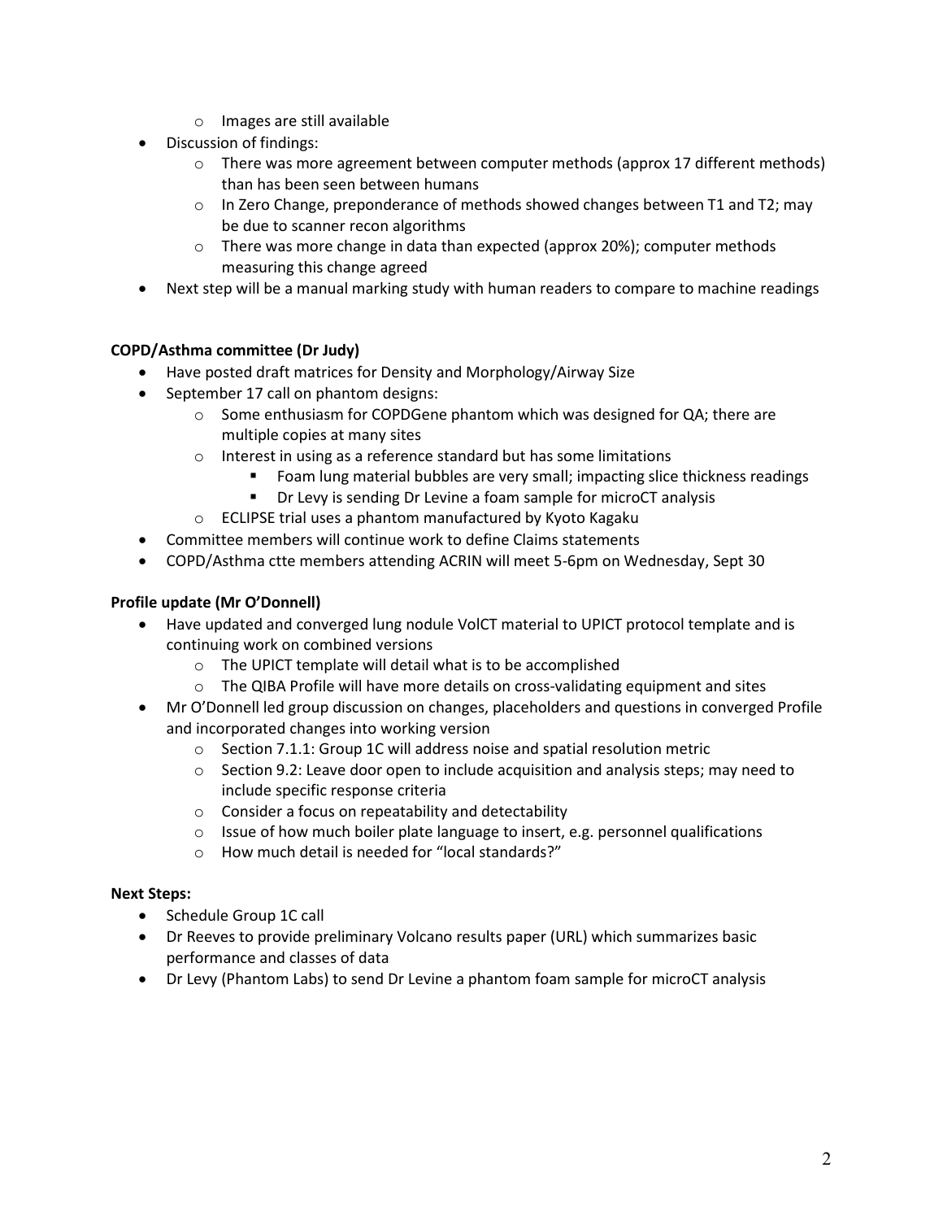- Images are still available
- Discussion of findings:
    - There was more agreement between computer methods (approx 17 different methods) than has been seen between humans
    - In Zero Change, preponderance of methods showed changes between T1 and T2; may be due to scanner recon algorithms
    - There was more change in data than expected (approx 20%); computer methods measuring this change agreed
- Next step will be a manual marking study with human readers to compare to machine readings

**COPD/Asthma committee (Dr Judy)**

- Have posted draft matrices for Density and Morphology/Airway Size
- September 17 call on phantom designs:
    - Some enthusiasm for COPDGene phantom which was designed for QA; there are multiple copies at many sites
    - Interest in using as a reference standard but has some limitations
        - Foam lung material bubbles are very small; impacting slice thickness readings
        - Dr Levy is sending Dr Levine a foam sample for microCT analysis
    - ECLIPSE trial uses a phantom manufactured by Kyoto Kagaku
- Committee members will continue work to define Claims statements
- COPD/Asthma ctte members attending ACRIN will meet 5-6pm on Wednesday, Sept 30

**Profile update (Mr O'Donnell)**

- Have updated and converged lung nodule VolCT material to UPICT protocol template and is continuing work on combined versions
    - The UPICT template will detail what is to be accomplished
    - The QIBA Profile will have more details on cross-validating equipment and sites
- Mr O'Donnell led group discussion on changes, placeholders and questions in converged Profile and incorporated changes into working version
    - Section 7.1.1: Group 1C will address noise and spatial resolution metric
    - Section 9.2: Leave door open to include acquisition and analysis steps; may need to include specific response criteria
    - Consider a focus on repeatability and detectability
    - Issue of how much boiler plate language to insert, e.g. personnel qualifications
    - How much detail is needed for "local standards?"

**Next Steps:**

- Schedule Group 1C call
- Dr Reeves to provide preliminary Volcano results paper (URL) which summarizes basic performance and classes of data
- Dr Levy (Phantom Labs) to send Dr Levine a phantom foam sample for microCT analysis